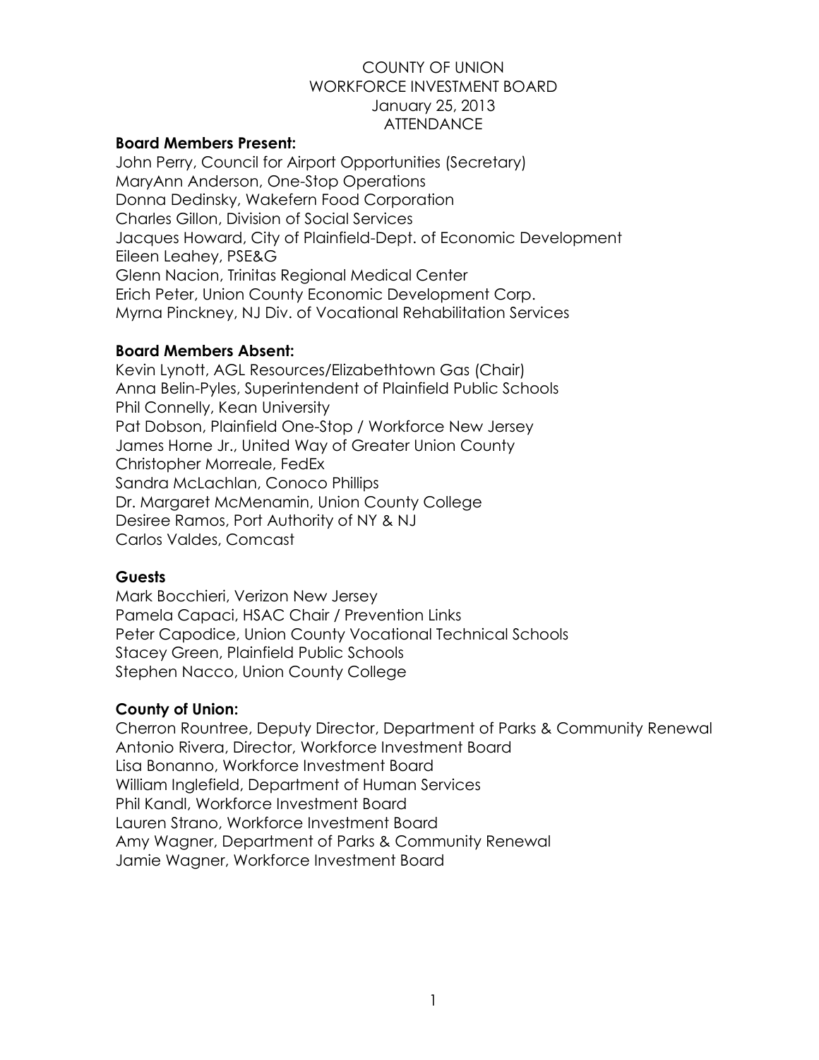# COUNTY OF UNION
## WORKFORCE INVESTMENT BOARD
### January 25, 2013
### ATTENDANCE

**Board Members Present:**

John Perry, Council for Airport Opportunities (Secretary)
MaryAnn Anderson, One-Stop Operations
Donna Dedinsky, Wakefern Food Corporation
Charles Gillon, Division of Social Services
Jacques Howard, City of Plainfield-Dept. of Economic Development
Eileen Leahey, PSE&G
Glenn Nacion, Trinitas Regional Medical Center
Erich Peter, Union County Economic Development Corp.
Myrna Pinckney, NJ Div. of Vocational Rehabilitation Services

**Board Members Absent:**

Kevin Lynott, AGL Resources/Elizabethtown Gas (Chair)
Anna Belin-Pyles, Superintendent of Plainfield Public Schools
Phil Connelly, Kean University
Pat Dobson, Plainfield One-Stop / Workforce New Jersey
James Horne Jr., United Way of Greater Union County
Christopher Morreale, FedEx
Sandra McLachlan, Conoco Phillips
Dr. Margaret McMenamin, Union County College
Desiree Ramos, Port Authority of NY & NJ
Carlos Valdes, Comcast

**Guests**

Mark Bocchieri, Verizon New Jersey
Pamela Capaci, HSAC Chair / Prevention Links
Peter Capodice, Union County Vocational Technical Schools
Stacey Green, Plainfield Public Schools
Stephen Nacco, Union County College

**County of Union:**

Cherron Rountree, Deputy Director, Department of Parks & Community Renewal
Antonio Rivera, Director, Workforce Investment Board
Lisa Bonanno, Workforce Investment Board
William Inglefield, Department of Human Services
Phil Kandl, Workforce Investment Board
Lauren Strano, Workforce Investment Board
Amy Wagner, Department of Parks & Community Renewal
Jamie Wagner, Workforce Investment Board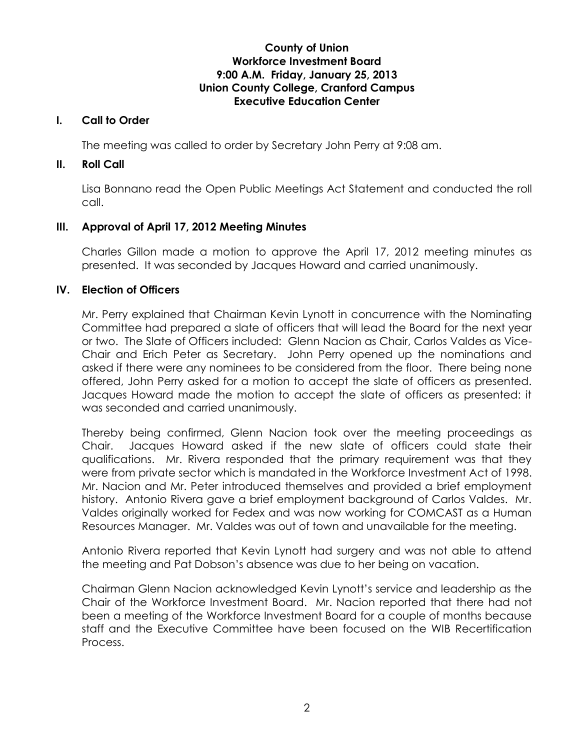**County of Union**
**Workforce Investment Board**
**9:00 A.M. Friday, January 25, 2013**
**Union County College, Cranford Campus**
**Executive Education Center**

## I. Call to Order

The meeting was called to order by Secretary John Perry at 9:08 am.

## II. Roll Call

Lisa Bonnano read the Open Public Meetings Act Statement and conducted the roll call.

## III. Approval of April 17, 2012 Meeting Minutes

Charles Gillon made a motion to approve the April 17, 2012 meeting minutes as presented. It was seconded by Jacques Howard and carried unanimously.

## IV. Election of Officers

Mr. Perry explained that Chairman Kevin Lynott in concurrence with the Nominating Committee had prepared a slate of officers that will lead the Board for the next year or two. The Slate of Officers included: Glenn Nacion as Chair, Carlos Valdes as Vice-Chair and Erich Peter as Secretary. John Perry opened up the nominations and asked if there were any nominees to be considered from the floor. There being none offered, John Perry asked for a motion to accept the slate of officers as presented. Jacques Howard made the motion to accept the slate of officers as presented: it was seconded and carried unanimously.

Thereby being confirmed, Glenn Nacion took over the meeting proceedings as Chair. Jacques Howard asked if the new slate of officers could state their qualifications. Mr. Rivera responded that the primary requirement was that they were from private sector which is mandated in the Workforce Investment Act of 1998. Mr. Nacion and Mr. Peter introduced themselves and provided a brief employment history. Antonio Rivera gave a brief employment background of Carlos Valdes. Mr. Valdes originally worked for Fedex and was now working for COMCAST as a Human Resources Manager. Mr. Valdes was out of town and unavailable for the meeting.

Antonio Rivera reported that Kevin Lynott had surgery and was not able to attend the meeting and Pat Dobson's absence was due to her being on vacation.

Chairman Glenn Nacion acknowledged Kevin Lynott's service and leadership as the Chair of the Workforce Investment Board. Mr. Nacion reported that there had not been a meeting of the Workforce Investment Board for a couple of months because staff and the Executive Committee have been focused on the WIB Recertification Process.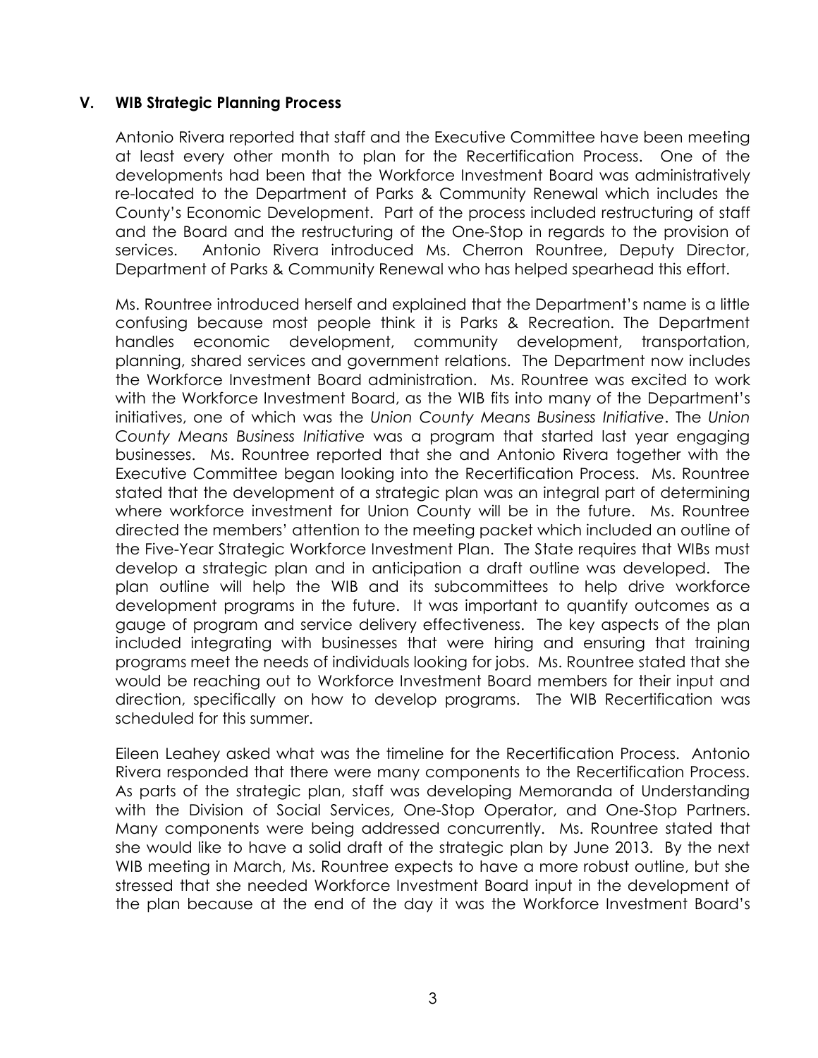## V. WIB Strategic Planning Process

Antonio Rivera reported that staff and the Executive Committee have been meeting at least every other month to plan for the Recertification Process. One of the developments had been that the Workforce Investment Board was administratively re-located to the Department of Parks & Community Renewal which includes the County's Economic Development. Part of the process included restructuring of staff and the Board and the restructuring of the One-Stop in regards to the provision of services. Antonio Rivera introduced Ms. Cherron Rountree, Deputy Director, Department of Parks & Community Renewal who has helped spearhead this effort.

Ms. Rountree introduced herself and explained that the Department's name is a little confusing because most people think it is Parks & Recreation. The Department handles economic development, community development, transportation, planning, shared services and government relations. The Department now includes the Workforce Investment Board administration. Ms. Rountree was excited to work with the Workforce Investment Board, as the WIB fits into many of the Department's initiatives, one of which was the *Union County Means Business Initiative*. The *Union County Means Business Initiative* was a program that started last year engaging businesses. Ms. Rountree reported that she and Antonio Rivera together with the Executive Committee began looking into the Recertification Process. Ms. Rountree stated that the development of a strategic plan was an integral part of determining where workforce investment for Union County will be in the future. Ms. Rountree directed the members' attention to the meeting packet which included an outline of the Five-Year Strategic Workforce Investment Plan. The State requires that WIBs must develop a strategic plan and in anticipation a draft outline was developed. The plan outline will help the WIB and its subcommittees to help drive workforce development programs in the future. It was important to quantify outcomes as a gauge of program and service delivery effectiveness. The key aspects of the plan included integrating with businesses that were hiring and ensuring that training programs meet the needs of individuals looking for jobs. Ms. Rountree stated that she would be reaching out to Workforce Investment Board members for their input and direction, specifically on how to develop programs. The WIB Recertification was scheduled for this summer.

Eileen Leahey asked what was the timeline for the Recertification Process. Antonio Rivera responded that there were many components to the Recertification Process. As parts of the strategic plan, staff was developing Memoranda of Understanding with the Division of Social Services, One-Stop Operator, and One-Stop Partners. Many components were being addressed concurrently. Ms. Rountree stated that she would like to have a solid draft of the strategic plan by June 2013. By the next WIB meeting in March, Ms. Rountree expects to have a more robust outline, but she stressed that she needed Workforce Investment Board input in the development of the plan because at the end of the day it was the Workforce Investment Board's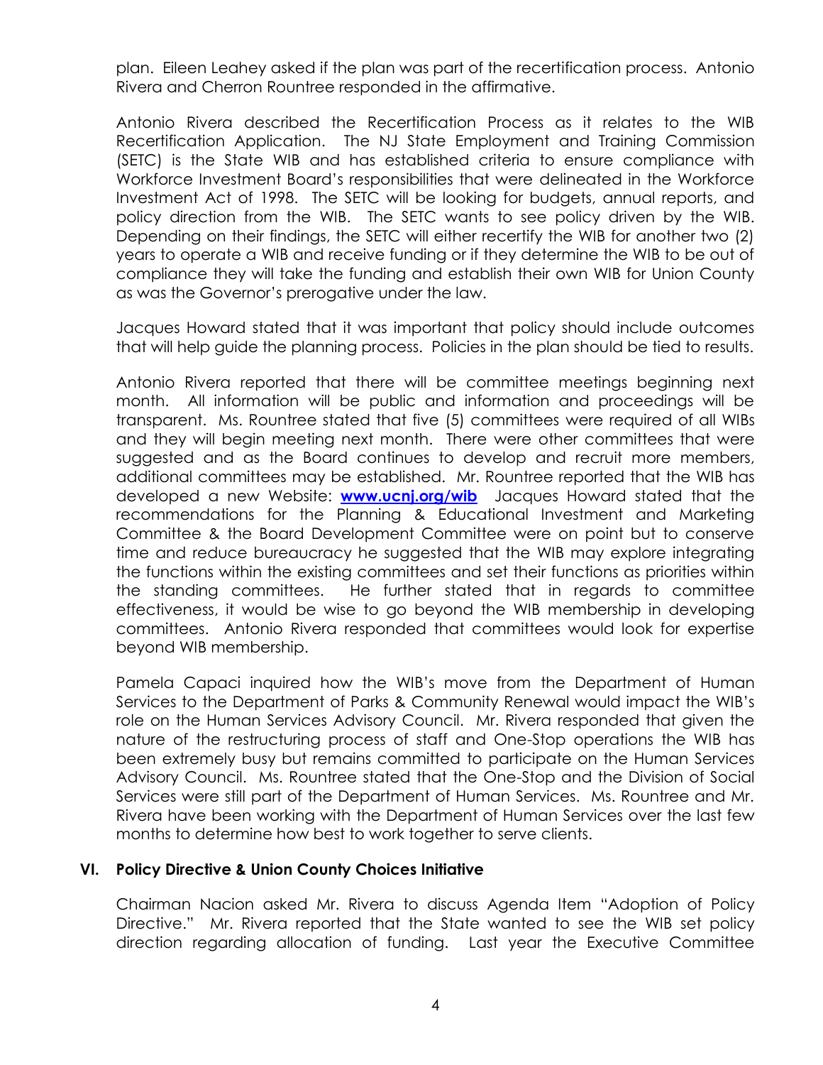plan. Eileen Leahey asked if the plan was part of the recertification process. Antonio Rivera and Cherron Rountree responded in the affirmative.

Antonio Rivera described the Recertification Process as it relates to the WIB Recertification Application. The NJ State Employment and Training Commission (SETC) is the State WIB and has established criteria to ensure compliance with Workforce Investment Board's responsibilities that were delineated in the Workforce Investment Act of 1998. The SETC will be looking for budgets, annual reports, and policy direction from the WIB. The SETC wants to see policy driven by the WIB. Depending on their findings, the SETC will either recertify the WIB for another two (2) years to operate a WIB and receive funding or if they determine the WIB to be out of compliance they will take the funding and establish their own WIB for Union County as was the Governor's prerogative under the law.

Jacques Howard stated that it was important that policy should include outcomes that will help guide the planning process. Policies in the plan should be tied to results.

Antonio Rivera reported that there will be committee meetings beginning next month. All information will be public and information and proceedings will be transparent. Ms. Rountree stated that five (5) committees were required of all WIBs and they will begin meeting next month. There were other committees that were suggested and as the Board continues to develop and recruit more members, additional committees may be established. Mr. Rountree reported that the WIB has developed a new Website: **[www.ucnj.org/wib](www.ucnj.org/wib)** Jacques Howard stated that the recommendations for the Planning & Educational Investment and Marketing Committee & the Board Development Committee were on point but to conserve time and reduce bureaucracy he suggested that the WIB may explore integrating the functions within the existing committees and set their functions as priorities within the standing committees. He further stated that in regards to committee effectiveness, it would be wise to go beyond the WIB membership in developing committees. Antonio Rivera responded that committees would look for expertise beyond WIB membership.

Pamela Capaci inquired how the WIB's move from the Department of Human Services to the Department of Parks & Community Renewal would impact the WIB's role on the Human Services Advisory Council. Mr. Rivera responded that given the nature of the restructuring process of staff and One-Stop operations the WIB has been extremely busy but remains committed to participate on the Human Services Advisory Council. Ms. Rountree stated that the One-Stop and the Division of Social Services were still part of the Department of Human Services. Ms. Rountree and Mr. Rivera have been working with the Department of Human Services over the last few months to determine how best to work together to serve clients.

## VI. Policy Directive & Union County Choices Initiative

Chairman Nacion asked Mr. Rivera to discuss Agenda Item "Adoption of Policy Directive." Mr. Rivera reported that the State wanted to see the WIB set policy direction regarding allocation of funding. Last year the Executive Committee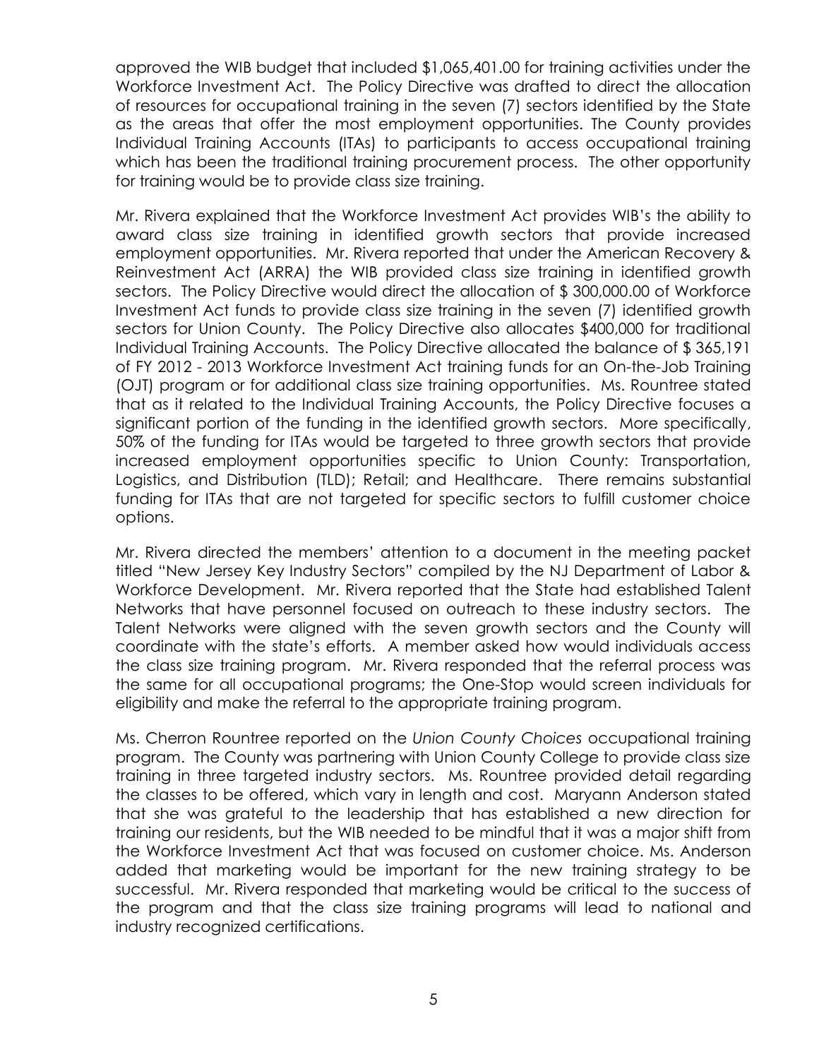approved the WIB budget that included $1,065,401.00 for training activities under the Workforce Investment Act. The Policy Directive was drafted to direct the allocation of resources for occupational training in the seven (7) sectors identified by the State as the areas that offer the most employment opportunities. The County provides Individual Training Accounts (ITAs) to participants to access occupational training which has been the traditional training procurement process. The other opportunity for training would be to provide class size training.

Mr. Rivera explained that the Workforce Investment Act provides WIB's the ability to award class size training in identified growth sectors that provide increased employment opportunities. Mr. Rivera reported that under the American Recovery & Reinvestment Act (ARRA) the WIB provided class size training in identified growth sectors. The Policy Directive would direct the allocation of $ 300,000.00 of Workforce Investment Act funds to provide class size training in the seven (7) identified growth sectors for Union County. The Policy Directive also allocates $400,000 for traditional Individual Training Accounts. The Policy Directive allocated the balance of $ 365,191 of FY 2012 - 2013 Workforce Investment Act training funds for an On-the-Job Training (OJT) program or for additional class size training opportunities. Ms. Rountree stated that as it related to the Individual Training Accounts, the Policy Directive focuses a significant portion of the funding in the identified growth sectors. More specifically, 50% of the funding for ITAs would be targeted to three growth sectors that provide increased employment opportunities specific to Union County: Transportation, Logistics, and Distribution (TLD); Retail; and Healthcare. There remains substantial funding for ITAs that are not targeted for specific sectors to fulfill customer choice options.

Mr. Rivera directed the members' attention to a document in the meeting packet titled "New Jersey Key Industry Sectors" compiled by the NJ Department of Labor & Workforce Development. Mr. Rivera reported that the State had established Talent Networks that have personnel focused on outreach to these industry sectors. The Talent Networks were aligned with the seven growth sectors and the County will coordinate with the state's efforts. A member asked how would individuals access the class size training program. Mr. Rivera responded that the referral process was the same for all occupational programs; the One-Stop would screen individuals for eligibility and make the referral to the appropriate training program.

Ms. Cherron Rountree reported on the *Union County Choices* occupational training program. The County was partnering with Union County College to provide class size training in three targeted industry sectors. Ms. Rountree provided detail regarding the classes to be offered, which vary in length and cost. Maryann Anderson stated that she was grateful to the leadership that has established a new direction for training our residents, but the WIB needed to be mindful that it was a major shift from the Workforce Investment Act that was focused on customer choice. Ms. Anderson added that marketing would be important for the new training strategy to be successful. Mr. Rivera responded that marketing would be critical to the success of the program and that the class size training programs will lead to national and industry recognized certifications.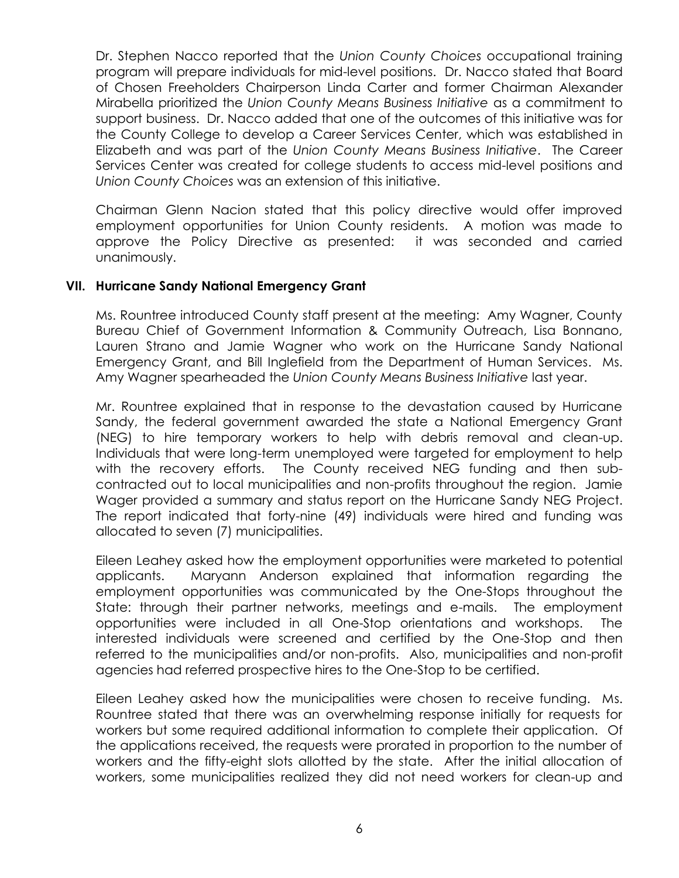Dr. Stephen Nacco reported that the *Union County Choices* occupational training program will prepare individuals for mid-level positions. Dr. Nacco stated that Board of Chosen Freeholders Chairperson Linda Carter and former Chairman Alexander Mirabella prioritized the *Union County Means Business Initiative* as a commitment to support business. Dr. Nacco added that one of the outcomes of this initiative was for the County College to develop a Career Services Center, which was established in Elizabeth and was part of the *Union County Means Business Initiative*. The Career Services Center was created for college students to access mid-level positions and *Union County Choices* was an extension of this initiative.

Chairman Glenn Nacion stated that this policy directive would offer improved employment opportunities for Union County residents. A motion was made to approve the Policy Directive as presented: it was seconded and carried unanimously.

## VII. Hurricane Sandy National Emergency Grant

Ms. Rountree introduced County staff present at the meeting: Amy Wagner, County Bureau Chief of Government Information & Community Outreach, Lisa Bonnano, Lauren Strano and Jamie Wagner who work on the Hurricane Sandy National Emergency Grant, and Bill Inglefield from the Department of Human Services. Ms. Amy Wagner spearheaded the *Union County Means Business Initiative* last year.

Mr. Rountree explained that in response to the devastation caused by Hurricane Sandy, the federal government awarded the state a National Emergency Grant (NEG) to hire temporary workers to help with debris removal and clean-up. Individuals that were long-term unemployed were targeted for employment to help with the recovery efforts. The County received NEG funding and then sub-contracted out to local municipalities and non-profits throughout the region. Jamie Wager provided a summary and status report on the Hurricane Sandy NEG Project. The report indicated that forty-nine (49) individuals were hired and funding was allocated to seven (7) municipalities.

Eileen Leahey asked how the employment opportunities were marketed to potential applicants. Maryann Anderson explained that information regarding the employment opportunities was communicated by the One-Stops throughout the State: through their partner networks, meetings and e-mails. The employment opportunities were included in all One-Stop orientations and workshops. The interested individuals were screened and certified by the One-Stop and then referred to the municipalities and/or non-profits. Also, municipalities and non-profit agencies had referred prospective hires to the One-Stop to be certified.

Eileen Leahey asked how the municipalities were chosen to receive funding. Ms. Rountree stated that there was an overwhelming response initially for requests for workers but some required additional information to complete their application. Of the applications received, the requests were prorated in proportion to the number of workers and the fifty-eight slots allotted by the state. After the initial allocation of workers, some municipalities realized they did not need workers for clean-up and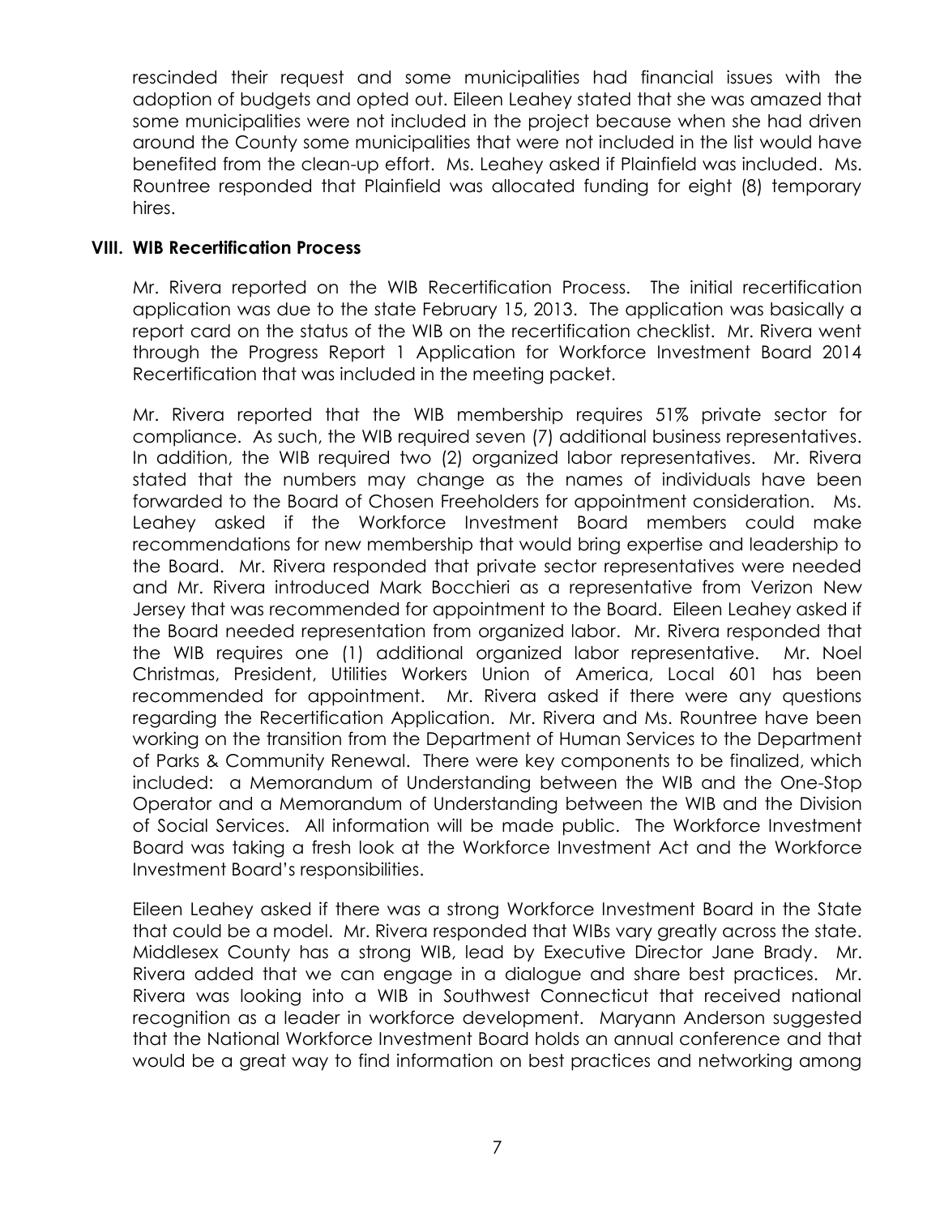rescinded their request and some municipalities had financial issues with the adoption of budgets and opted out. Eileen Leahey stated that she was amazed that some municipalities were not included in the project because when she had driven around the County some municipalities that were not included in the list would have benefited from the clean-up effort. Ms. Leahey asked if Plainfield was included. Ms. Rountree responded that Plainfield was allocated funding for eight (8) temporary hires.

## VIII. WIB Recertification Process

Mr. Rivera reported on the WIB Recertification Process. The initial recertification application was due to the state February 15, 2013. The application was basically a report card on the status of the WIB on the recertification checklist. Mr. Rivera went through the Progress Report 1 Application for Workforce Investment Board 2014 Recertification that was included in the meeting packet.

Mr. Rivera reported that the WIB membership requires 51% private sector for compliance. As such, the WIB required seven (7) additional business representatives. In addition, the WIB required two (2) organized labor representatives. Mr. Rivera stated that the numbers may change as the names of individuals have been forwarded to the Board of Chosen Freeholders for appointment consideration. Ms. Leahey asked if the Workforce Investment Board members could make recommendations for new membership that would bring expertise and leadership to the Board. Mr. Rivera responded that private sector representatives were needed and Mr. Rivera introduced Mark Bocchieri as a representative from Verizon New Jersey that was recommended for appointment to the Board. Eileen Leahey asked if the Board needed representation from organized labor. Mr. Rivera responded that the WIB requires one (1) additional organized labor representative. Mr. Noel Christmas, President, Utilities Workers Union of America, Local 601 has been recommended for appointment. Mr. Rivera asked if there were any questions regarding the Recertification Application. Mr. Rivera and Ms. Rountree have been working on the transition from the Department of Human Services to the Department of Parks & Community Renewal. There were key components to be finalized, which included: a Memorandum of Understanding between the WIB and the One-Stop Operator and a Memorandum of Understanding between the WIB and the Division of Social Services. All information will be made public. The Workforce Investment Board was taking a fresh look at the Workforce Investment Act and the Workforce Investment Board's responsibilities.

Eileen Leahey asked if there was a strong Workforce Investment Board in the State that could be a model. Mr. Rivera responded that WIBs vary greatly across the state. Middlesex County has a strong WIB, lead by Executive Director Jane Brady. Mr. Rivera added that we can engage in a dialogue and share best practices. Mr. Rivera was looking into a WIB in Southwest Connecticut that received national recognition as a leader in workforce development. Maryann Anderson suggested that the National Workforce Investment Board holds an annual conference and that would be a great way to find information on best practices and networking among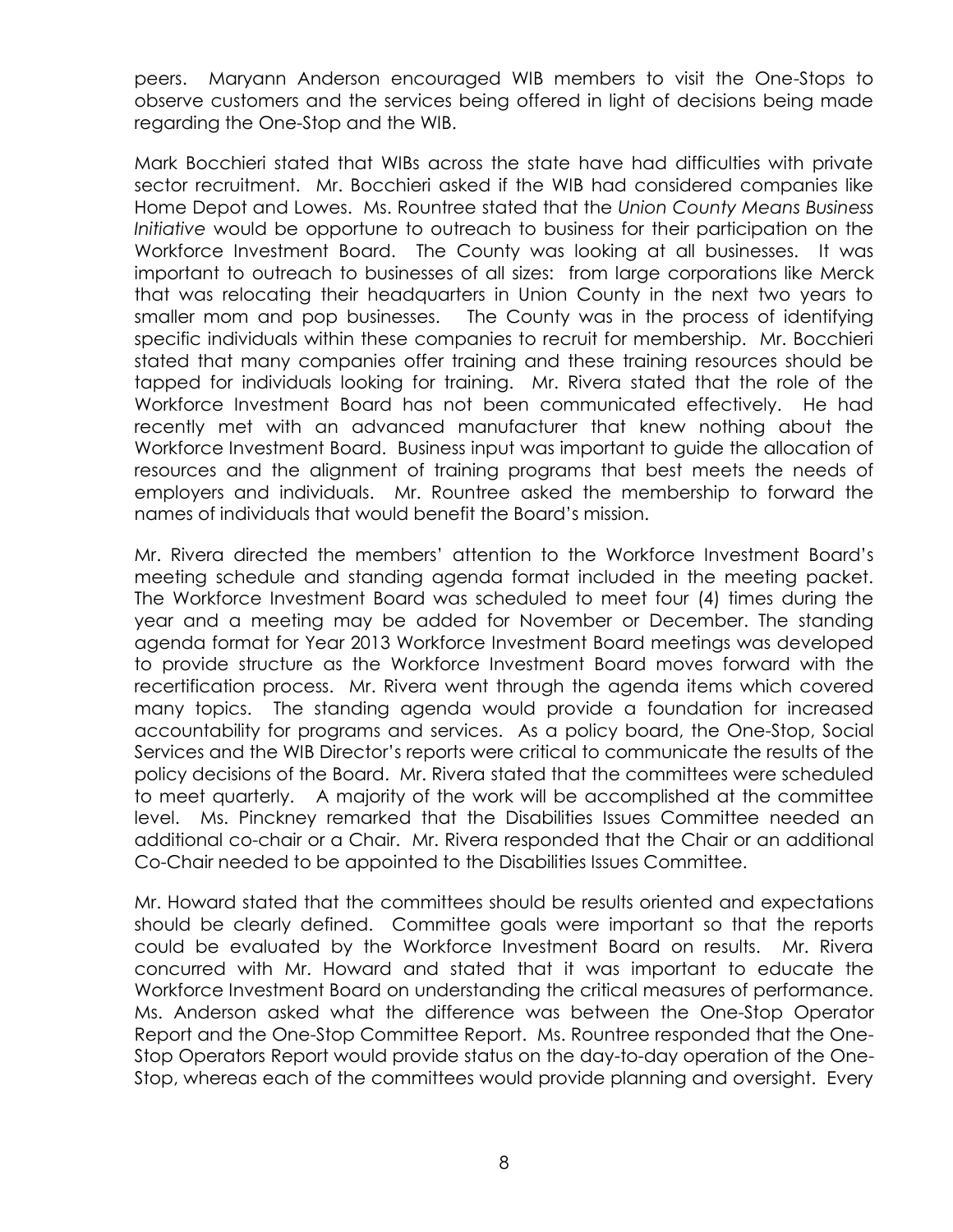peers. Maryann Anderson encouraged WIB members to visit the One-Stops to observe customers and the services being offered in light of decisions being made regarding the One-Stop and the WIB.

Mark Bocchieri stated that WIBs across the state have had difficulties with private sector recruitment. Mr. Bocchieri asked if the WIB had considered companies like Home Depot and Lowes. Ms. Rountree stated that the *Union County Means Business Initiative* would be opportune to outreach to business for their participation on the Workforce Investment Board. The County was looking at all businesses. It was important to outreach to businesses of all sizes: from large corporations like Merck that was relocating their headquarters in Union County in the next two years to smaller mom and pop businesses. The County was in the process of identifying specific individuals within these companies to recruit for membership. Mr. Bocchieri stated that many companies offer training and these training resources should be tapped for individuals looking for training. Mr. Rivera stated that the role of the Workforce Investment Board has not been communicated effectively. He had recently met with an advanced manufacturer that knew nothing about the Workforce Investment Board. Business input was important to guide the allocation of resources and the alignment of training programs that best meets the needs of employers and individuals. Mr. Rountree asked the membership to forward the names of individuals that would benefit the Board's mission.

Mr. Rivera directed the members' attention to the Workforce Investment Board's meeting schedule and standing agenda format included in the meeting packet. The Workforce Investment Board was scheduled to meet four (4) times during the year and a meeting may be added for November or December. The standing agenda format for Year 2013 Workforce Investment Board meetings was developed to provide structure as the Workforce Investment Board moves forward with the recertification process. Mr. Rivera went through the agenda items which covered many topics. The standing agenda would provide a foundation for increased accountability for programs and services. As a policy board, the One-Stop, Social Services and the WIB Director's reports were critical to communicate the results of the policy decisions of the Board. Mr. Rivera stated that the committees were scheduled to meet quarterly. A majority of the work will be accomplished at the committee level. Ms. Pinckney remarked that the Disabilities Issues Committee needed an additional co-chair or a Chair. Mr. Rivera responded that the Chair or an additional Co-Chair needed to be appointed to the Disabilities Issues Committee.

Mr. Howard stated that the committees should be results oriented and expectations should be clearly defined. Committee goals were important so that the reports could be evaluated by the Workforce Investment Board on results. Mr. Rivera concurred with Mr. Howard and stated that it was important to educate the Workforce Investment Board on understanding the critical measures of performance. Ms. Anderson asked what the difference was between the One-Stop Operator Report and the One-Stop Committee Report. Ms. Rountree responded that the One-Stop Operators Report would provide status on the day-to-day operation of the One-Stop, whereas each of the committees would provide planning and oversight. Every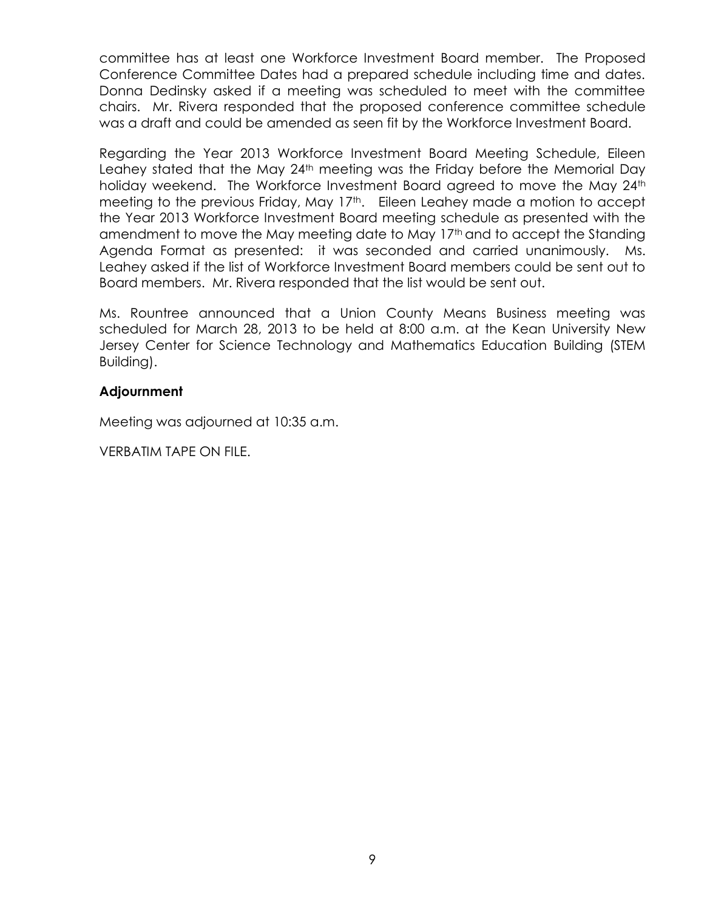committee has at least one Workforce Investment Board member. The Proposed Conference Committee Dates had a prepared schedule including time and dates. Donna Dedinsky asked if a meeting was scheduled to meet with the committee chairs. Mr. Rivera responded that the proposed conference committee schedule was a draft and could be amended as seen fit by the Workforce Investment Board.

Regarding the Year 2013 Workforce Investment Board Meeting Schedule, Eileen Leahey stated that the May 24th meeting was the Friday before the Memorial Day holiday weekend. The Workforce Investment Board agreed to move the May 24th meeting to the previous Friday, May 17th. Eileen Leahey made a motion to accept the Year 2013 Workforce Investment Board meeting schedule as presented with the amendment to move the May meeting date to May 17th and to accept the Standing Agenda Format as presented: it was seconded and carried unanimously. Ms. Leahey asked if the list of Workforce Investment Board members could be sent out to Board members. Mr. Rivera responded that the list would be sent out.

Ms. Rountree announced that a Union County Means Business meeting was scheduled for March 28, 2013 to be held at 8:00 a.m. at the Kean University New Jersey Center for Science Technology and Mathematics Education Building (STEM Building).

**Adjournment**

Meeting was adjourned at 10:35 a.m.

VERBATIM TAPE ON FILE.